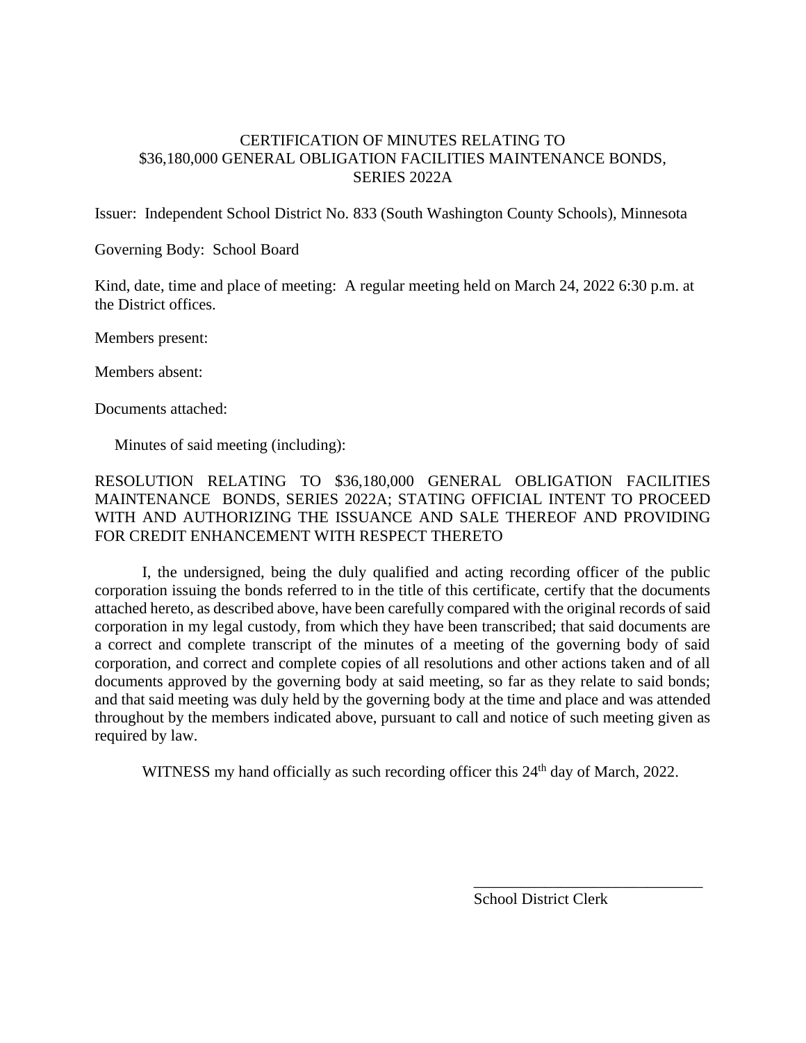# CERTIFICATION OF MINUTES RELATING TO
# $36,180,000 GENERAL OBLIGATION FACILITIES MAINTENANCE BONDS, SERIES 2022A

Issuer: Independent School District No. 833 (South Washington County Schools), Minnesota

Governing Body: School Board

Kind, date, time and place of meeting: A regular meeting held on March 24, 2022 6:30 p.m. at the District offices.

Members present:

Members absent:

Documents attached:

Minutes of said meeting (including):

RESOLUTION RELATING TO $36,180,000 GENERAL OBLIGATION FACILITIES MAINTENANCE BONDS, SERIES 2022A; STATING OFFICIAL INTENT TO PROCEED WITH AND AUTHORIZING THE ISSUANCE AND SALE THEREOF AND PROVIDING FOR CREDIT ENHANCEMENT WITH RESPECT THERETO

I, the undersigned, being the duly qualified and acting recording officer of the public corporation issuing the bonds referred to in the title of this certificate, certify that the documents attached hereto, as described above, have been carefully compared with the original records of said corporation in my legal custody, from which they have been transcribed; that said documents are a correct and complete transcript of the minutes of a meeting of the governing body of said corporation, and correct and complete copies of all resolutions and other actions taken and of all documents approved by the governing body at said meeting, so far as they relate to said bonds; and that said meeting was duly held by the governing body at the time and place and was attended throughout by the members indicated above, pursuant to call and notice of such meeting given as required by law.

WITNESS my hand officially as such recording officer this 24th day of March, 2022.

\_\_\_\_\_\_\_\_\_\_\_\_\_\_\_\_\_\_\_\_\_\_\_\_\_\_\_\_\_\_

School District Clerk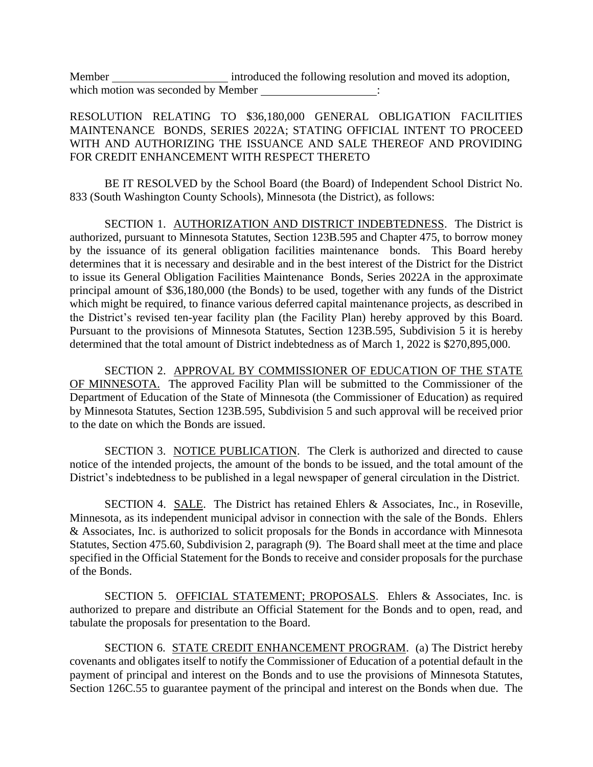Member ____________________ introduced the following resolution and moved its adoption, which motion was seconded by Member ____________________:

RESOLUTION RELATING TO $36,180,000 GENERAL OBLIGATION FACILITIES MAINTENANCE BONDS, SERIES 2022A; STATING OFFICIAL INTENT TO PROCEED WITH AND AUTHORIZING THE ISSUANCE AND SALE THEREOF AND PROVIDING FOR CREDIT ENHANCEMENT WITH RESPECT THERETO

BE IT RESOLVED by the School Board (the Board) of Independent School District No. 833 (South Washington County Schools), Minnesota (the District), as follows:

SECTION 1. AUTHORIZATION AND DISTRICT INDEBTEDNESS. The District is authorized, pursuant to Minnesota Statutes, Section 123B.595 and Chapter 475, to borrow money by the issuance of its general obligation facilities maintenance bonds. This Board hereby determines that it is necessary and desirable and in the best interest of the District for the District to issue its General Obligation Facilities Maintenance Bonds, Series 2022A in the approximate principal amount of $36,180,000 (the Bonds) to be used, together with any funds of the District which might be required, to finance various deferred capital maintenance projects, as described in the District's revised ten-year facility plan (the Facility Plan) hereby approved by this Board. Pursuant to the provisions of Minnesota Statutes, Section 123B.595, Subdivision 5 it is hereby determined that the total amount of District indebtedness as of March 1, 2022 is $270,895,000.

SECTION 2. APPROVAL BY COMMISSIONER OF EDUCATION OF THE STATE OF MINNESOTA. The approved Facility Plan will be submitted to the Commissioner of the Department of Education of the State of Minnesota (the Commissioner of Education) as required by Minnesota Statutes, Section 123B.595, Subdivision 5 and such approval will be received prior to the date on which the Bonds are issued.

SECTION 3. NOTICE PUBLICATION. The Clerk is authorized and directed to cause notice of the intended projects, the amount of the bonds to be issued, and the total amount of the District's indebtedness to be published in a legal newspaper of general circulation in the District.

SECTION 4. SALE. The District has retained Ehlers & Associates, Inc., in Roseville, Minnesota, as its independent municipal advisor in connection with the sale of the Bonds. Ehlers & Associates, Inc. is authorized to solicit proposals for the Bonds in accordance with Minnesota Statutes, Section 475.60, Subdivision 2, paragraph (9). The Board shall meet at the time and place specified in the Official Statement for the Bonds to receive and consider proposals for the purchase of the Bonds.

SECTION 5. OFFICIAL STATEMENT; PROPOSALS. Ehlers & Associates, Inc. is authorized to prepare and distribute an Official Statement for the Bonds and to open, read, and tabulate the proposals for presentation to the Board.

SECTION 6. STATE CREDIT ENHANCEMENT PROGRAM. (a) The District hereby covenants and obligates itself to notify the Commissioner of Education of a potential default in the payment of principal and interest on the Bonds and to use the provisions of Minnesota Statutes, Section 126C.55 to guarantee payment of the principal and interest on the Bonds when due. The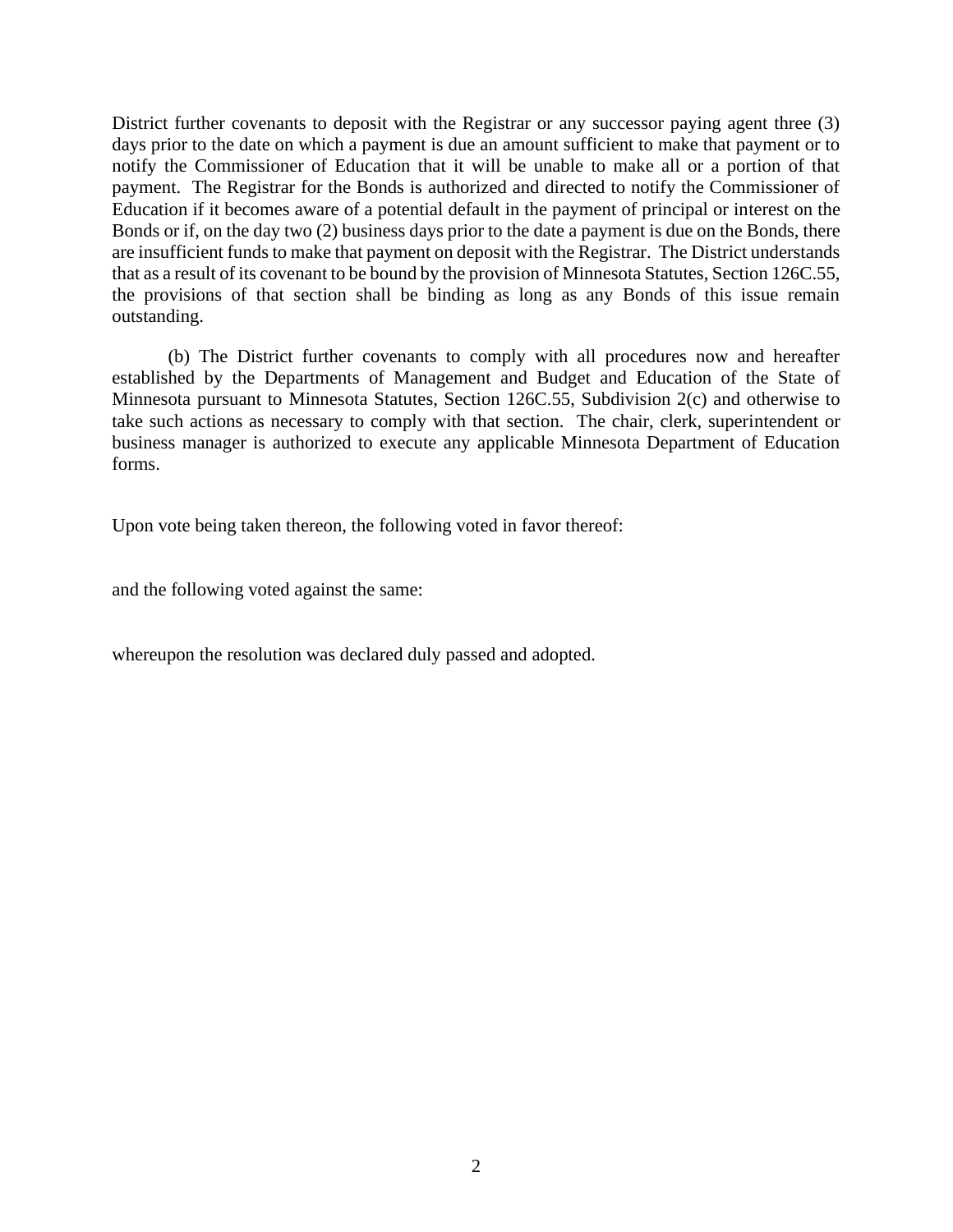District further covenants to deposit with the Registrar or any successor paying agent three (3) days prior to the date on which a payment is due an amount sufficient to make that payment or to notify the Commissioner of Education that it will be unable to make all or a portion of that payment. The Registrar for the Bonds is authorized and directed to notify the Commissioner of Education if it becomes aware of a potential default in the payment of principal or interest on the Bonds or if, on the day two (2) business days prior to the date a payment is due on the Bonds, there are insufficient funds to make that payment on deposit with the Registrar. The District understands that as a result of its covenant to be bound by the provision of Minnesota Statutes, Section 126C.55, the provisions of that section shall be binding as long as any Bonds of this issue remain outstanding.

(b) The District further covenants to comply with all procedures now and hereafter established by the Departments of Management and Budget and Education of the State of Minnesota pursuant to Minnesota Statutes, Section 126C.55, Subdivision 2(c) and otherwise to take such actions as necessary to comply with that section. The chair, clerk, superintendent or business manager is authorized to execute any applicable Minnesota Department of Education forms.

Upon vote being taken thereon, the following voted in favor thereof:

and the following voted against the same:

whereupon the resolution was declared duly passed and adopted.